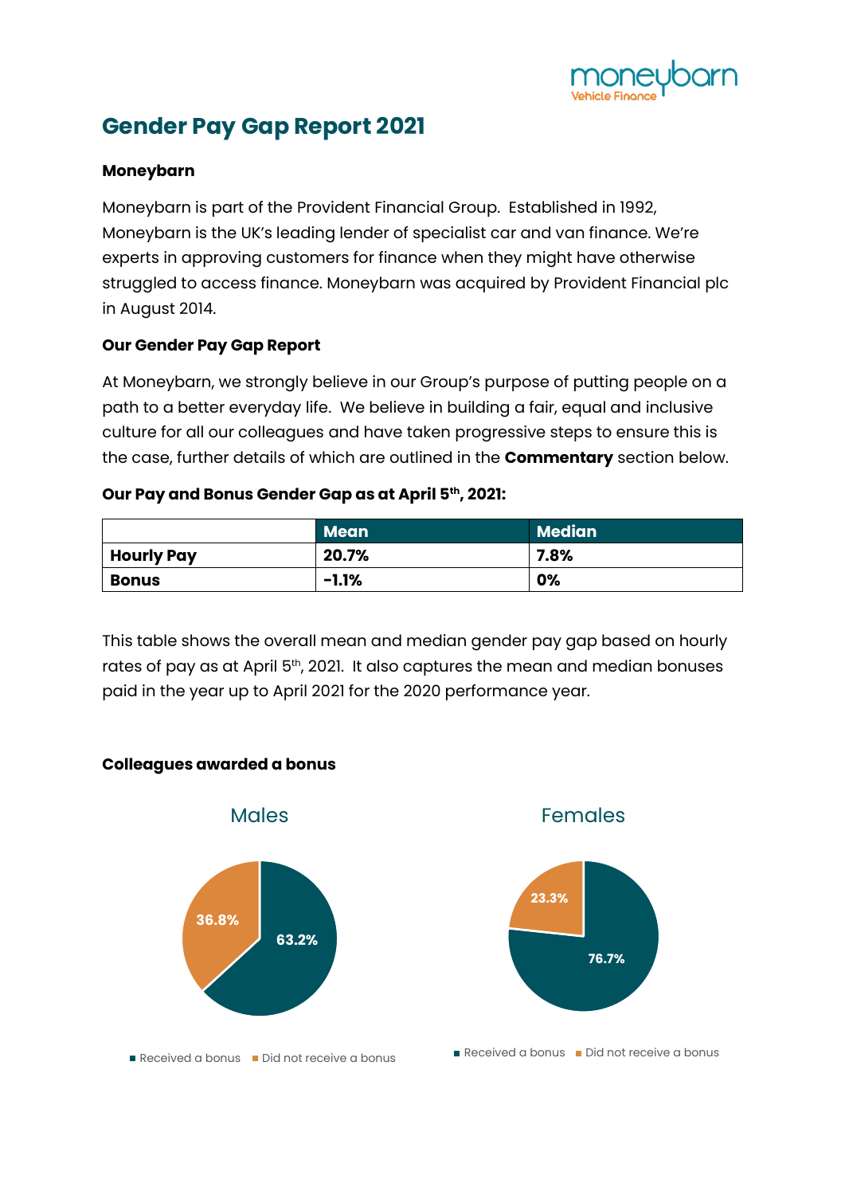# Gender Pay Gap Report 2021

**Moneybarn**

Moneybarn is part of the Provident Financial Group. Established in 1992, Moneybarn is the UK's leading lender of specialist car and van finance. We're experts in approving customers for finance when they might have otherwise struggled to access finance. Moneybarn was acquired by Provident Financial plc in August 2014.

**Our Gender Pay Gap Report**

At Moneybarn, we strongly believe in our Group's purpose of putting people on a path to a better everyday life. We believe in building a fair, equal and inclusive culture for all our colleagues and have taken progressive steps to ensure this is the case, further details of which are outlined in the **Commentary** section below.

**Our Pay and Bonus Gender Gap as at April 5th, 2021:**

| | Mean | Median |
|---|---|---|
| **Hourly Pay** | **20.7%** | **7.8%** |
| **Bonus** | **-1.1%** | **0%** |

This table shows the overall mean and median gender pay gap based on hourly rates of pay as at April 5th, 2021. It also captures the mean and median bonuses paid in the year up to April 2021 for the 2020 performance year.

**Colleagues awarded a bonus**

Males

- Received a bonus: 63.2%
- Did not receive a bonus: 36.8%

Females

- Received a bonus: 76.7%
- Did not receive a bonus: 23.3%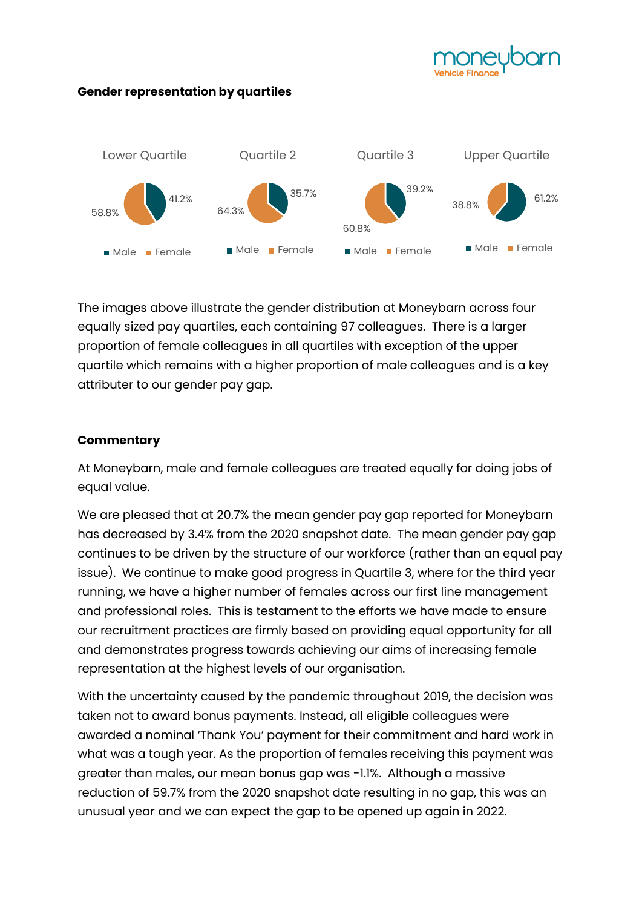**Gender representation by quartiles**

| | Lower Quartile | Quartile 2 | Quartile 3 | Upper Quartile |
|---|---|---|---|---|
| Male | 41.2% | 35.7% | 39.2% | 61.2% |
| Female | 58.8% | 64.3% | 60.8% | 38.8% |

The images above illustrate the gender distribution at Moneybarn across four equally sized pay quartiles, each containing 97 colleagues. There is a larger proportion of female colleagues in all quartiles with exception of the upper quartile which remains with a higher proportion of male colleagues and is a key attributer to our gender pay gap.

**Commentary**

At Moneybarn, male and female colleagues are treated equally for doing jobs of equal value.

We are pleased that at 20.7% the mean gender pay gap reported for Moneybarn has decreased by 3.4% from the 2020 snapshot date. The mean gender pay gap continues to be driven by the structure of our workforce (rather than an equal pay issue). We continue to make good progress in Quartile 3, where for the third year running, we have a higher number of females across our first line management and professional roles. This is testament to the efforts we have made to ensure our recruitment practices are firmly based on providing equal opportunity for all and demonstrates progress towards achieving our aims of increasing female representation at the highest levels of our organisation.

With the uncertainty caused by the pandemic throughout 2019, the decision was taken not to award bonus payments. Instead, all eligible colleagues were awarded a nominal 'Thank You' payment for their commitment and hard work in what was a tough year. As the proportion of females receiving this payment was greater than males, our mean bonus gap was -1.1%. Although a massive reduction of 59.7% from the 2020 snapshot date resulting in no gap, this was an unusual year and we can expect the gap to be opened up again in 2022.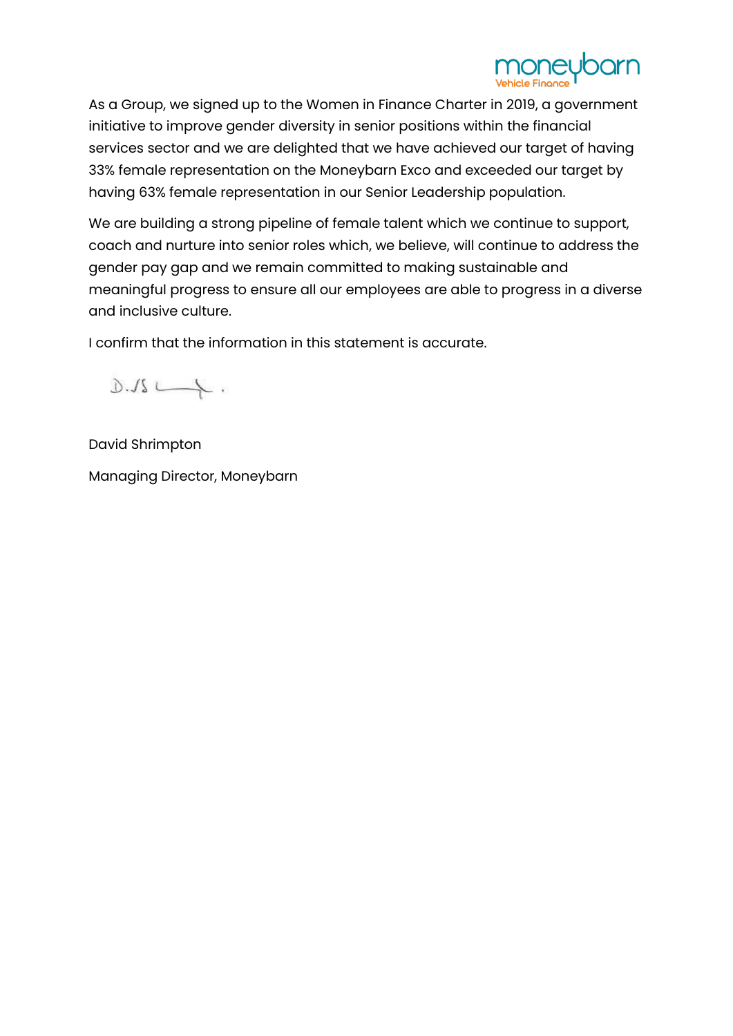As a Group, we signed up to the Women in Finance Charter in 2019, a government initiative to improve gender diversity in senior positions within the financial services sector and we are delighted that we have achieved our target of having 33% female representation on the Moneybarn Exco and exceeded our target by having 63% female representation in our Senior Leadership population.

We are building a strong pipeline of female talent which we continue to support, coach and nurture into senior roles which, we believe, will continue to address the gender pay gap and we remain committed to making sustainable and meaningful progress to ensure all our employees are able to progress in a diverse and inclusive culture.

I confirm that the information in this statement is accurate.

David Shrimpton

Managing Director, Moneybarn